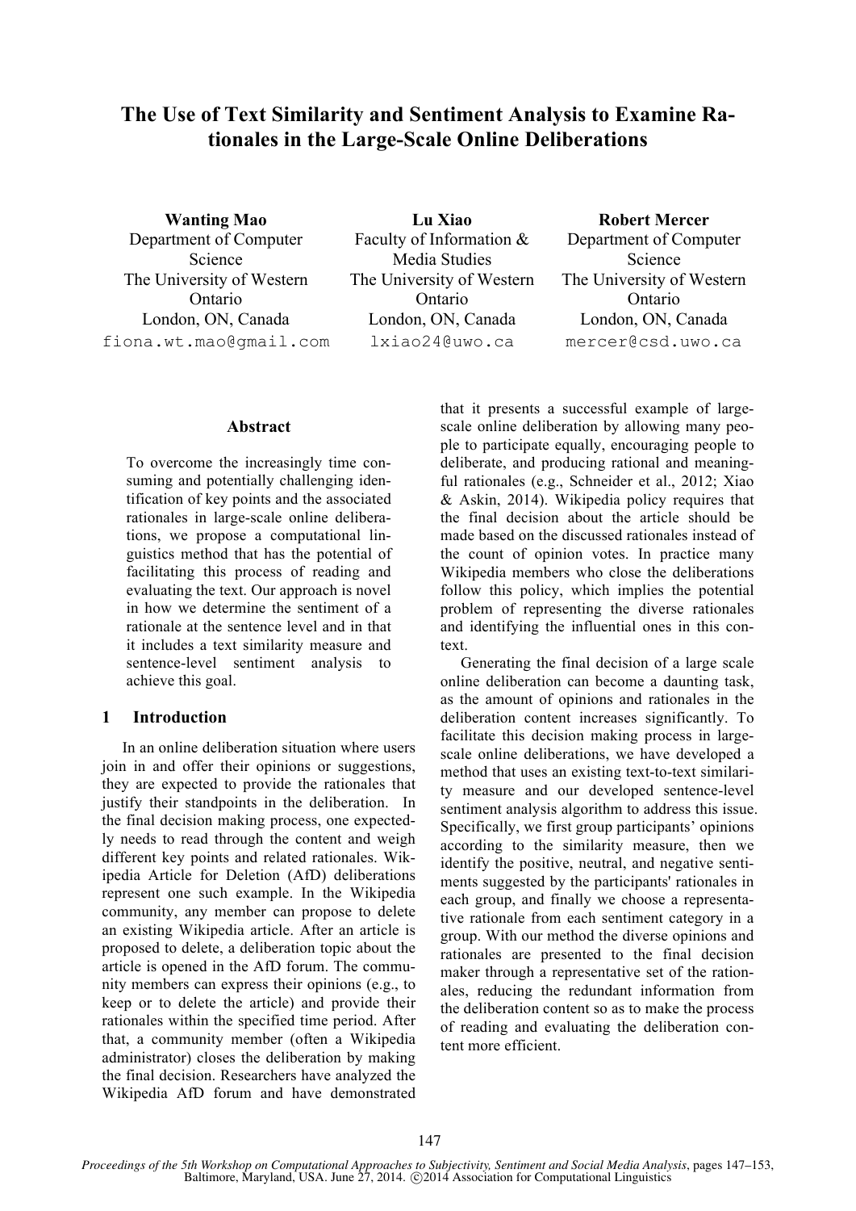# The Use of Text Similarity and Sentiment Analysis to Examine Rationales in the Large-Scale Online Deliberations

**Wanting Mao**
Department of Computer Science
The University of Western Ontario
London, ON, Canada
fiona.wt.mao@gmail.com

**Lu Xiao**
Faculty of Information & Media Studies
The University of Western Ontario
London, ON, Canada
lxiao24@uwo.ca

**Robert Mercer**
Department of Computer Science
The University of Western Ontario
London, ON, Canada
mercer@csd.uwo.ca

## Abstract

To overcome the increasingly time consuming and potentially challenging identification of key points and the associated rationales in large-scale online deliberations, we propose a computational linguistics method that has the potential of facilitating this process of reading and evaluating the text. Our approach is novel in how we determine the sentiment of a rationale at the sentence level and in that it includes a text similarity measure and sentence-level sentiment analysis to achieve this goal.

## 1 Introduction

In an online deliberation situation where users join in and offer their opinions or suggestions, they are expected to provide the rationales that justify their standpoints in the deliberation. In the final decision making process, one expectedly needs to read through the content and weigh different key points and related rationales. Wikipedia Article for Deletion (AfD) deliberations represent one such example. In the Wikipedia community, any member can propose to delete an existing Wikipedia article. After an article is proposed to delete, a deliberation topic about the article is opened in the AfD forum. The community members can express their opinions (e.g., to keep or to delete the article) and provide their rationales within the specified time period. After that, a community member (often a Wikipedia administrator) closes the deliberation by making the final decision. Researchers have analyzed the Wikipedia AfD forum and have demonstrated that it presents a successful example of large-scale online deliberation by allowing many people to participate equally, encouraging people to deliberate, and producing rational and meaningful rationales (e.g., Schneider et al., 2012; Xiao & Askin, 2014). Wikipedia policy requires that the final decision about the article should be made based on the discussed rationales instead of the count of opinion votes. In practice many Wikipedia members who close the deliberations follow this policy, which implies the potential problem of representing the diverse rationales and identifying the influential ones in this context.

Generating the final decision of a large scale online deliberation can become a daunting task, as the amount of opinions and rationales in the deliberation content increases significantly. To facilitate this decision making process in large-scale online deliberations, we have developed a method that uses an existing text-to-text similarity measure and our developed sentence-level sentiment analysis algorithm to address this issue. Specifically, we first group participants' opinions according to the similarity measure, then we identify the positive, neutral, and negative sentiments suggested by the participants' rationales in each group, and finally we choose a representative rationale from each sentiment category in a group. With our method the diverse opinions and rationales are presented to the final decision maker through a representative set of the rationales, reducing the redundant information from the deliberation content so as to make the process of reading and evaluating the deliberation content more efficient.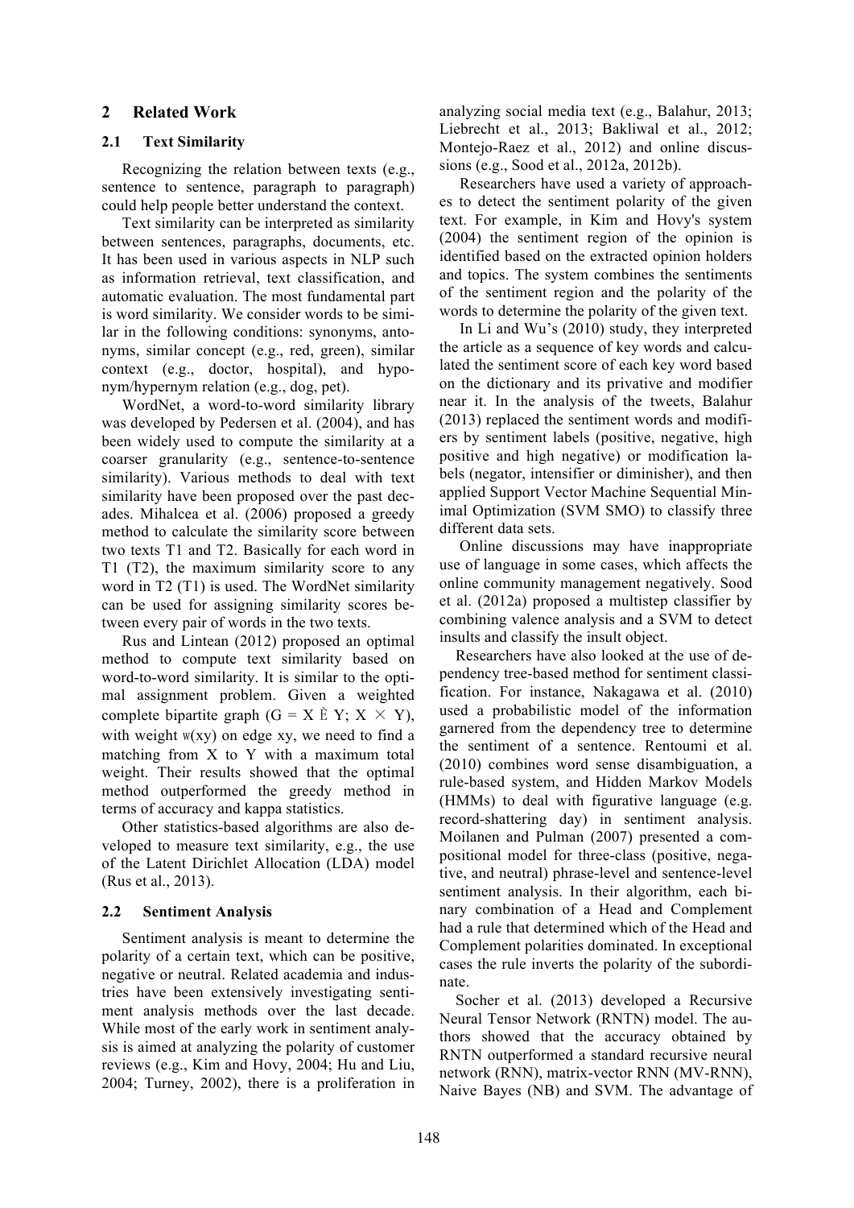## 2 Related Work

### 2.1 Text Similarity

Recognizing the relation between texts (e.g., sentence to sentence, paragraph to paragraph) could help people better understand the context.

Text similarity can be interpreted as similarity between sentences, paragraphs, documents, etc. It has been used in various aspects in NLP such as information retrieval, text classification, and automatic evaluation. The most fundamental part is word similarity. We consider words to be similar in the following conditions: synonyms, antonyms, similar concept (e.g., red, green), similar context (e.g., doctor, hospital), and hyponym/hypernym relation (e.g., dog, pet).

WordNet, a word-to-word similarity library was developed by Pedersen et al. (2004), and has been widely used to compute the similarity at a coarser granularity (e.g., sentence-to-sentence similarity). Various methods to deal with text similarity have been proposed over the past decades. Mihalcea et al. (2006) proposed a greedy method to calculate the similarity score between two texts T1 and T2. Basically for each word in T1 (T2), the maximum similarity score to any word in T2 (T1) is used. The WordNet similarity can be used for assigning similarity scores between every pair of words in the two texts.

Rus and Lintean (2012) proposed an optimal method to compute text similarity based on word-to-word similarity. It is similar to the optimal assignment problem. Given a weighted complete bipartite graph ($G = X \cup Y; X \times Y$), with weight $w(xy)$ on edge xy, we need to find a matching from X to Y with a maximum total weight. Their results showed that the optimal method outperformed the greedy method in terms of accuracy and kappa statistics.

Other statistics-based algorithms are also developed to measure text similarity, e.g., the use of the Latent Dirichlet Allocation (LDA) model (Rus et al., 2013).

### 2.2 Sentiment Analysis

Sentiment analysis is meant to determine the polarity of a certain text, which can be positive, negative or neutral. Related academia and industries have been extensively investigating sentiment analysis methods over the last decade. While most of the early work in sentiment analysis is aimed at analyzing the polarity of customer reviews (e.g., Kim and Hovy, 2004; Hu and Liu, 2004; Turney, 2002), there is a proliferation in analyzing social media text (e.g., Balahur, 2013; Liebrecht et al., 2013; Bakliwal et al., 2012; Montejo-Raez et al., 2012) and online discussions (e.g., Sood et al., 2012a, 2012b).

Researchers have used a variety of approaches to detect the sentiment polarity of the given text. For example, in Kim and Hovy's system (2004) the sentiment region of the opinion is identified based on the extracted opinion holders and topics. The system combines the sentiments of the sentiment region and the polarity of the words to determine the polarity of the given text.

In Li and Wu's (2010) study, they interpreted the article as a sequence of key words and calculated the sentiment score of each key word based on the dictionary and its privative and modifier near it. In the analysis of the tweets, Balahur (2013) replaced the sentiment words and modifiers by sentiment labels (positive, negative, high positive and high negative) or modification labels (negator, intensifier or diminisher), and then applied Support Vector Machine Sequential Minimal Optimization (SVM SMO) to classify three different data sets.

Online discussions may have inappropriate use of language in some cases, which affects the online community management negatively. Sood et al. (2012a) proposed a multistep classifier by combining valence analysis and a SVM to detect insults and classify the insult object.

Researchers have also looked at the use of dependency tree-based method for sentiment classification. For instance, Nakagawa et al. (2010) used a probabilistic model of the information garnered from the dependency tree to determine the sentiment of a sentence. Rentoumi et al. (2010) combines word sense disambiguation, a rule-based system, and Hidden Markov Models (HMMs) to deal with figurative language (e.g. record-shattering day) in sentiment analysis. Moilanen and Pulman (2007) presented a compositional model for three-class (positive, negative, and neutral) phrase-level and sentence-level sentiment analysis. In their algorithm, each binary combination of a Head and Complement had a rule that determined which of the Head and Complement polarities dominated. In exceptional cases the rule inverts the polarity of the subordinate.

Socher et al. (2013) developed a Recursive Neural Tensor Network (RNTN) model. The authors showed that the accuracy obtained by RNTN outperformed a standard recursive neural network (RNN), matrix-vector RNN (MV-RNN), Naive Bayes (NB) and SVM. The advantage of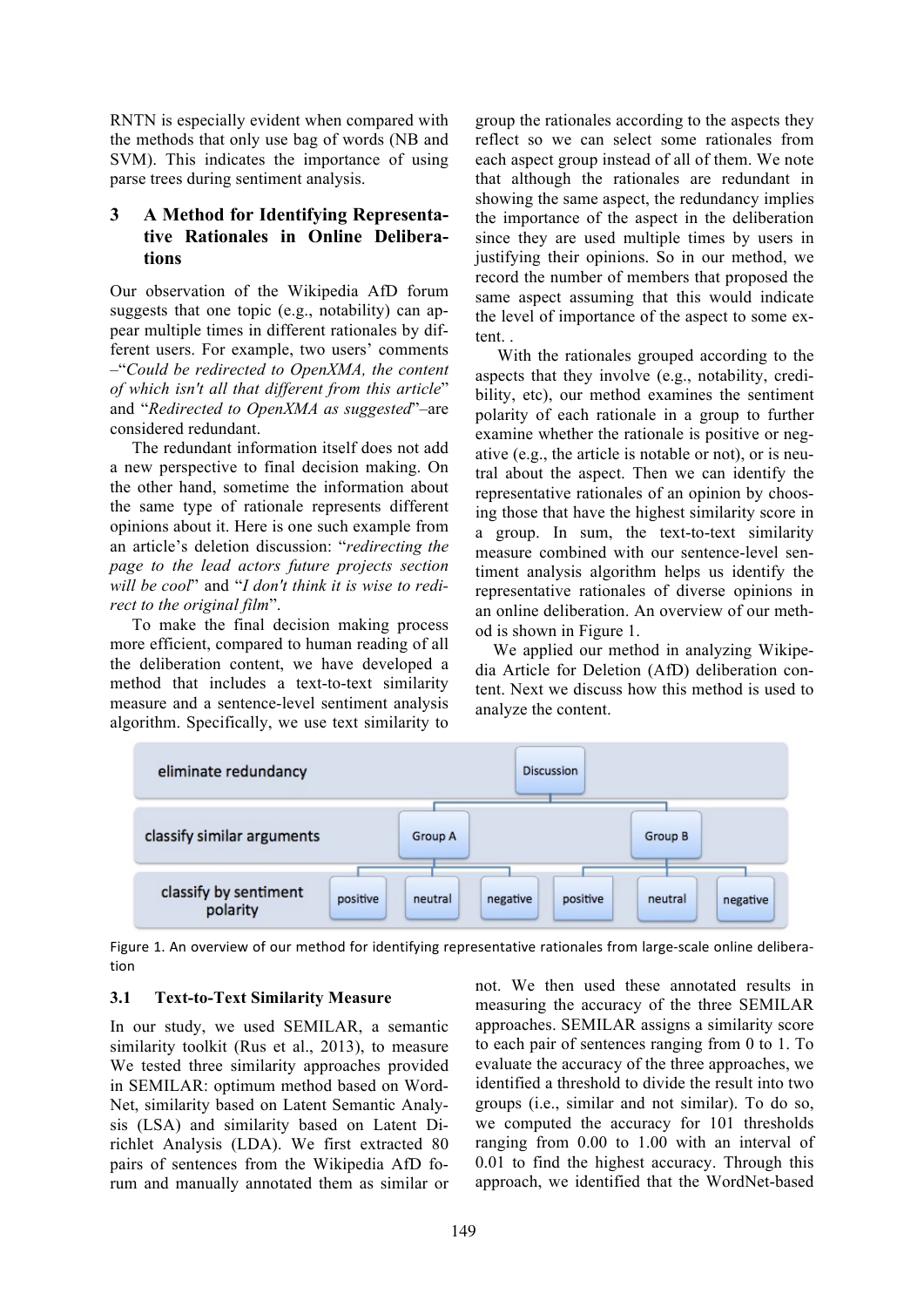RNTN is especially evident when compared with the methods that only use bag of words (NB and SVM). This indicates the importance of using parse trees during sentiment analysis.

## 3 A Method for Identifying Representative Rationales in Online Deliberations

Our observation of the Wikipedia AfD forum suggests that one topic (e.g., notability) can appear multiple times in different rationales by different users. For example, two users' comments –"*Could be redirected to OpenXMA, the content of which isn't all that different from this article*" and "*Redirected to OpenXMA as suggested*"–are considered redundant.

The redundant information itself does not add a new perspective to final decision making. On the other hand, sometime the information about the same type of rationale represents different opinions about it. Here is one such example from an article's deletion discussion: "*redirecting the page to the lead actors future projects section will be cool*" and "*I don't think it is wise to redirect to the original film*".

To make the final decision making process more efficient, compared to human reading of all the deliberation content, we have developed a method that includes a text-to-text similarity measure and a sentence-level sentiment analysis algorithm. Specifically, we use text similarity to group the rationales according to the aspects they reflect so we can select some rationales from each aspect group instead of all of them. We note that although the rationales are redundant in showing the same aspect, the redundancy implies the importance of the aspect in the deliberation since they are used multiple times by users in justifying their opinions. So in our method, we record the number of members that proposed the same aspect assuming that this would indicate the level of importance of the aspect to some extent. .

With the rationales grouped according to the aspects that they involve (e.g., notability, credibility, etc), our method examines the sentiment polarity of each rationale in a group to further examine whether the rationale is positive or negative (e.g., the article is notable or not), or is neutral about the aspect. Then we can identify the representative rationales of an opinion by choosing those that have the highest similarity score in a group. In sum, the text-to-text similarity measure combined with our sentence-level sentiment analysis algorithm helps us identify the representative rationales of diverse opinions in an online deliberation. An overview of our method is shown in Figure 1.

We applied our method in analyzing Wikipedia Article for Deletion (AfD) deliberation content. Next we discuss how this method is used to analyze the content.

eliminate redundancy — Discussion

classify similar arguments — Group A, Group B

classify by sentiment polarity — positive, neutral, negative (Group A); positive, neutral, negative (Group B)

Figure 1. An overview of our method for identifying representative rationales from large-scale online deliberation

### 3.1 Text-to-Text Similarity Measure

In our study, we used SEMILAR, a semantic similarity toolkit (Rus et al., 2013), to measure We tested three similarity approaches provided in SEMILAR: optimum method based on WordNet, similarity based on Latent Semantic Analysis (LSA) and similarity based on Latent Dirichlet Analysis (LDA). We first extracted 80 pairs of sentences from the Wikipedia AfD forum and manually annotated them as similar or not. We then used these annotated results in measuring the accuracy of the three SEMILAR approaches. SEMILAR assigns a similarity score to each pair of sentences ranging from 0 to 1. To evaluate the accuracy of the three approaches, we identified a threshold to divide the result into two groups (i.e., similar and not similar). To do so, we computed the accuracy for 101 thresholds ranging from 0.00 to 1.00 with an interval of 0.01 to find the highest accuracy. Through this approach, we identified that the WordNet-based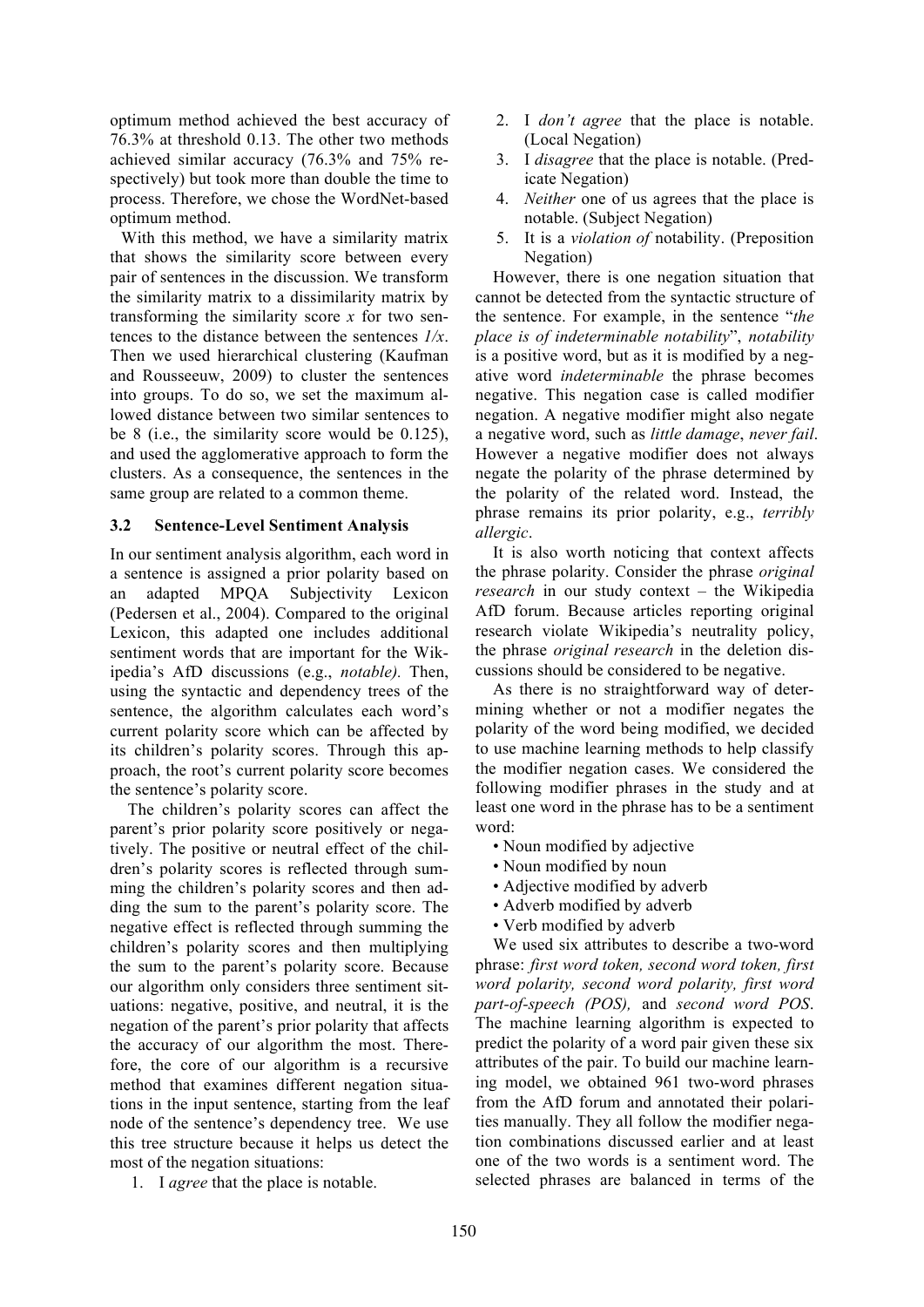optimum method achieved the best accuracy of 76.3% at threshold 0.13. The other two methods achieved similar accuracy (76.3% and 75% respectively) but took more than double the time to process. Therefore, we chose the WordNet-based optimum method.

With this method, we have a similarity matrix that shows the similarity score between every pair of sentences in the discussion. We transform the similarity matrix to a dissimilarity matrix by transforming the similarity score $x$ for two sentences to the distance between the sentences $1/x$. Then we used hierarchical clustering (Kaufman and Rousseeuw, 2009) to cluster the sentences into groups. To do so, we set the maximum allowed distance between two similar sentences to be 8 (i.e., the similarity score would be 0.125), and used the agglomerative approach to form the clusters. As a consequence, the sentences in the same group are related to a common theme.

### 3.2 Sentence-Level Sentiment Analysis

In our sentiment analysis algorithm, each word in a sentence is assigned a prior polarity based on an adapted MPQA Subjectivity Lexicon (Pedersen et al., 2004). Compared to the original Lexicon, this adapted one includes additional sentiment words that are important for the Wikipedia's AfD discussions (e.g., *notable).* Then, using the syntactic and dependency trees of the sentence, the algorithm calculates each word's current polarity score which can be affected by its children's polarity scores. Through this approach, the root's current polarity score becomes the sentence's polarity score.

The children's polarity scores can affect the parent's prior polarity score positively or negatively. The positive or neutral effect of the children's polarity scores is reflected through summing the children's polarity scores and then adding the sum to the parent's polarity score. The negative effect is reflected through summing the children's polarity scores and then multiplying the sum to the parent's polarity score. Because our algorithm only considers three sentiment situations: negative, positive, and neutral, it is the negation of the parent's prior polarity that affects the accuracy of our algorithm the most. Therefore, the core of our algorithm is a recursive method that examines different negation situations in the input sentence, starting from the leaf node of the sentence's dependency tree. We use this tree structure because it helps us detect the most of the negation situations:

1. I *agree* that the place is notable.
2. I *don't agree* that the place is notable. (Local Negation)
3. I *disagree* that the place is notable. (Predicate Negation)
4. *Neither* one of us agrees that the place is notable. (Subject Negation)
5. It is a *violation of* notability. (Preposition Negation)

However, there is one negation situation that cannot be detected from the syntactic structure of the sentence. For example, in the sentence "*the place is of indeterminable notability*", *notability* is a positive word, but as it is modified by a negative word *indeterminable* the phrase becomes negative. This negation case is called modifier negation. A negative modifier might also negate a negative word, such as *little damage*, *never fail*. However a negative modifier does not always negate the polarity of the phrase determined by the polarity of the related word. Instead, the phrase remains its prior polarity, e.g., *terribly allergic*.

It is also worth noticing that context affects the phrase polarity. Consider the phrase *original research* in our study context – the Wikipedia AfD forum. Because articles reporting original research violate Wikipedia's neutrality policy, the phrase *original research* in the deletion discussions should be considered to be negative.

As there is no straightforward way of determining whether or not a modifier negates the polarity of the word being modified, we decided to use machine learning methods to help classify the modifier negation cases. We considered the following modifier phrases in the study and at least one word in the phrase has to be a sentiment word:

- Noun modified by adjective
- Noun modified by noun
- Adjective modified by adverb
- Adverb modified by adverb
- Verb modified by adverb

We used six attributes to describe a two-word phrase: *first word token, second word token, first word polarity, second word polarity, first word part-of-speech (POS),* and *second word POS*. The machine learning algorithm is expected to predict the polarity of a word pair given these six attributes of the pair. To build our machine learning model, we obtained 961 two-word phrases from the AfD forum and annotated their polarities manually. They all follow the modifier negation combinations discussed earlier and at least one of the two words is a sentiment word. The selected phrases are balanced in terms of the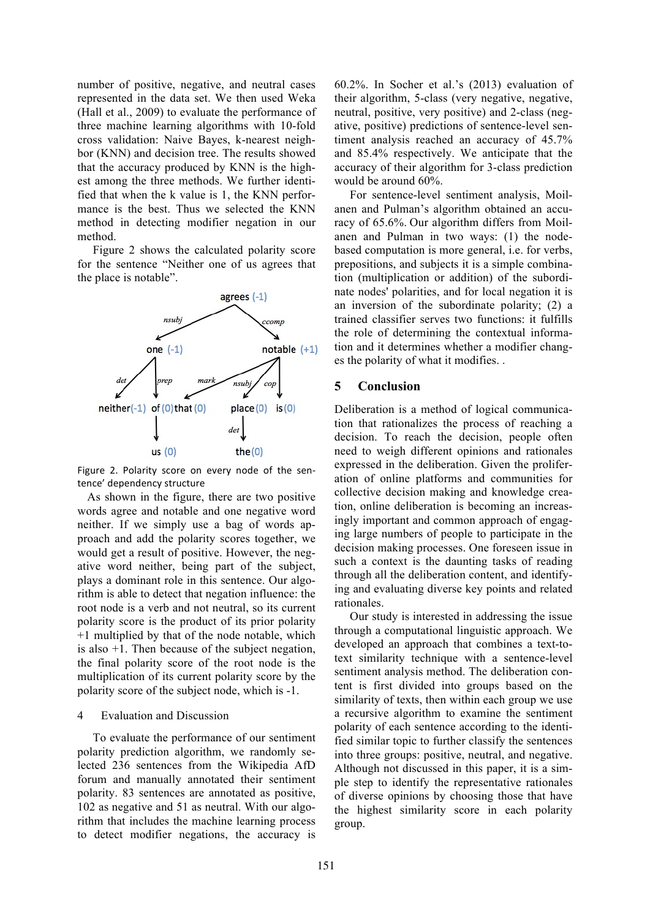number of positive, negative, and neutral cases represented in the data set. We then used Weka (Hall et al., 2009) to evaluate the performance of three machine learning algorithms with 10-fold cross validation: Naive Bayes, k-nearest neighbor (KNN) and decision tree. The results showed that the accuracy produced by KNN is the highest among the three methods. We further identified that when the k value is 1, the KNN performance is the best. Thus we selected the KNN method in detecting modifier negation in our method.

Figure 2 shows the calculated polarity score for the sentence "Neither one of us agrees that the place is notable".

Figure 2. Polarity score on every node of the sentence' dependency structure

As shown in the figure, there are two positive words agree and notable and one negative word neither. If we simply use a bag of words approach and add the polarity scores together, we would get a result of positive. However, the negative word neither, being part of the subject, plays a dominant role in this sentence. Our algorithm is able to detect that negation influence: the root node is a verb and not neutral, so its current polarity score is the product of its prior polarity +1 multiplied by that of the node notable, which is also +1. Then because of the subject negation, the final polarity score of the root node is the multiplication of its current polarity score by the polarity score of the subject node, which is -1.

## 4 Evaluation and Discussion

To evaluate the performance of our sentiment polarity prediction algorithm, we randomly selected 236 sentences from the Wikipedia AfD forum and manually annotated their sentiment polarity. 83 sentences are annotated as positive, 102 as negative and 51 as neutral. With our algorithm that includes the machine learning process to detect modifier negations, the accuracy is 60.2%. In Socher et al.'s (2013) evaluation of their algorithm, 5-class (very negative, negative, neutral, positive, very positive) and 2-class (negative, positive) predictions of sentence-level sentiment analysis reached an accuracy of 45.7% and 85.4% respectively. We anticipate that the accuracy of their algorithm for 3-class prediction would be around 60%.

For sentence-level sentiment analysis, Moilanen and Pulman's algorithm obtained an accuracy of 65.6%. Our algorithm differs from Moilanen and Pulman in two ways: (1) the node-based computation is more general, i.e. for verbs, prepositions, and subjects it is a simple combination (multiplication or addition) of the subordinate nodes' polarities, and for local negation it is an inversion of the subordinate polarity; (2) a trained classifier serves two functions: it fulfills the role of determining the contextual information and it determines whether a modifier changes the polarity of what it modifies. .

## 5 Conclusion

Deliberation is a method of logical communication that rationalizes the process of reaching a decision. To reach the decision, people often need to weigh different opinions and rationales expressed in the deliberation. Given the proliferation of online platforms and communities for collective decision making and knowledge creation, online deliberation is becoming an increasingly important and common approach of engaging large numbers of people to participate in the decision making processes. One foreseen issue in such a context is the daunting tasks of reading through all the deliberation content, and identifying and evaluating diverse key points and related rationales.

Our study is interested in addressing the issue through a computational linguistic approach. We developed an approach that combines a text-to-text similarity technique with a sentence-level sentiment analysis method. The deliberation content is first divided into groups based on the similarity of texts, then within each group we use a recursive algorithm to examine the sentiment polarity of each sentence according to the identified similar topic to further classify the sentences into three groups: positive, neutral, and negative. Although not discussed in this paper, it is a simple step to identify the representative rationales of diverse opinions by choosing those that have the highest similarity score in each polarity group.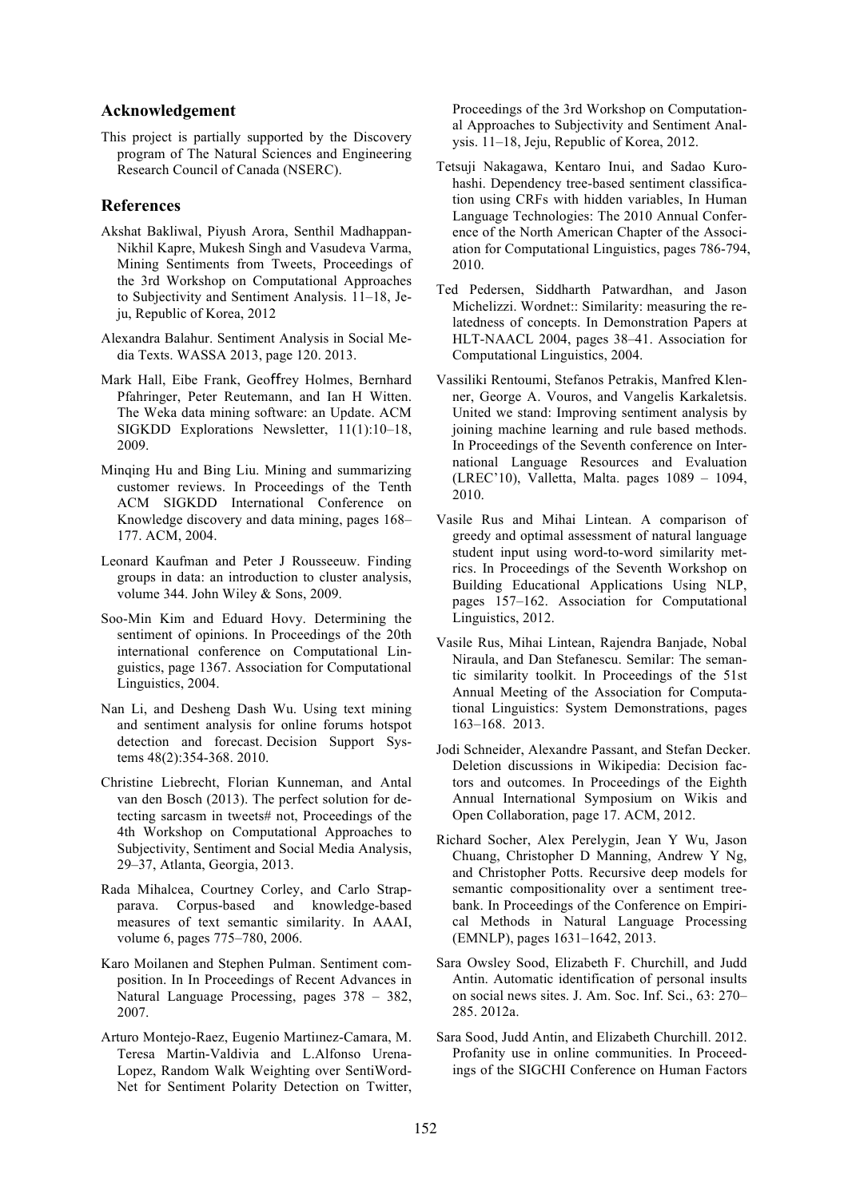## Acknowledgement

This project is partially supported by the Discovery program of The Natural Sciences and Engineering Research Council of Canada (NSERC).

## References

Akshat Bakliwal, Piyush Arora, Senthil Madhappan-Nikhil Kapre, Mukesh Singh and Vasudeva Varma, Mining Sentiments from Tweets, Proceedings of the 3rd Workshop on Computational Approaches to Subjectivity and Sentiment Analysis. 11–18, Jeju, Republic of Korea, 2012

Alexandra Balahur. Sentiment Analysis in Social Media Texts. WASSA 2013, page 120. 2013.

Mark Hall, Eibe Frank, Geoffrey Holmes, Bernhard Pfahringer, Peter Reutemann, and Ian H Witten. The Weka data mining software: an Update. ACM SIGKDD Explorations Newsletter, 11(1):10–18, 2009.

Minqing Hu and Bing Liu. Mining and summarizing customer reviews. In Proceedings of the Tenth ACM SIGKDD International Conference on Knowledge discovery and data mining, pages 168–177. ACM, 2004.

Leonard Kaufman and Peter J Rousseeuw. Finding groups in data: an introduction to cluster analysis, volume 344. John Wiley & Sons, 2009.

Soo-Min Kim and Eduard Hovy. Determining the sentiment of opinions. In Proceedings of the 20th international conference on Computational Linguistics, page 1367. Association for Computational Linguistics, 2004.

Nan Li, and Desheng Dash Wu. Using text mining and sentiment analysis for online forums hotspot detection and forecast. Decision Support Systems 48(2):354-368. 2010.

Christine Liebrecht, Florian Kunneman, and Antal van den Bosch (2013). The perfect solution for detecting sarcasm in tweets# not, Proceedings of the 4th Workshop on Computational Approaches to Subjectivity, Sentiment and Social Media Analysis, 29–37, Atlanta, Georgia, 2013.

Rada Mihalcea, Courtney Corley, and Carlo Strapparava. Corpus-based and knowledge-based measures of text semantic similarity. In AAAI, volume 6, pages 775–780, 2006.

Karo Moilanen and Stephen Pulman. Sentiment composition. In In Proceedings of Recent Advances in Natural Language Processing, pages 378 – 382, 2007.

Arturo Montejo-Raez, Eugenio Martiınez-Camara, M. Teresa Martin-Valdivia and L.Alfonso Urena-Lopez, Random Walk Weighting over SentiWordNet for Sentiment Polarity Detection on Twitter, Proceedings of the 3rd Workshop on Computational Approaches to Subjectivity and Sentiment Analysis. 11–18, Jeju, Republic of Korea, 2012.

Tetsuji Nakagawa, Kentaro Inui, and Sadao Kurohashi. Dependency tree-based sentiment classification using CRFs with hidden variables, In Human Language Technologies: The 2010 Annual Conference of the North American Chapter of the Association for Computational Linguistics, pages 786-794, 2010.

Ted Pedersen, Siddharth Patwardhan, and Jason Michelizzi. Wordnet:: Similarity: measuring the relatedness of concepts. In Demonstration Papers at HLT-NAACL 2004, pages 38–41. Association for Computational Linguistics, 2004.

Vassiliki Rentoumi, Stefanos Petrakis, Manfred Klenner, George A. Vouros, and Vangelis Karkaletsis. United we stand: Improving sentiment analysis by joining machine learning and rule based methods. In Proceedings of the Seventh conference on International Language Resources and Evaluation (LREC'10), Valletta, Malta. pages 1089 – 1094, 2010.

Vasile Rus and Mihai Lintean. A comparison of greedy and optimal assessment of natural language student input using word-to-word similarity metrics. In Proceedings of the Seventh Workshop on Building Educational Applications Using NLP, pages 157–162. Association for Computational Linguistics, 2012.

Vasile Rus, Mihai Lintean, Rajendra Banjade, Nobal Niraula, and Dan Stefanescu. Semilar: The semantic similarity toolkit. In Proceedings of the 51st Annual Meeting of the Association for Computational Linguistics: System Demonstrations, pages 163–168. 2013.

Jodi Schneider, Alexandre Passant, and Stefan Decker. Deletion discussions in Wikipedia: Decision factors and outcomes. In Proceedings of the Eighth Annual International Symposium on Wikis and Open Collaboration, page 17. ACM, 2012.

Richard Socher, Alex Perelygin, Jean Y Wu, Jason Chuang, Christopher D Manning, Andrew Y Ng, and Christopher Potts. Recursive deep models for semantic compositionality over a sentiment treebank. In Proceedings of the Conference on Empirical Methods in Natural Language Processing (EMNLP), pages 1631–1642, 2013.

Sara Owsley Sood, Elizabeth F. Churchill, and Judd Antin. Automatic identification of personal insults on social news sites. J. Am. Soc. Inf. Sci., 63: 270–285. 2012a.

Sara Sood, Judd Antin, and Elizabeth Churchill. 2012. Profanity use in online communities. In Proceedings of the SIGCHI Conference on Human Factors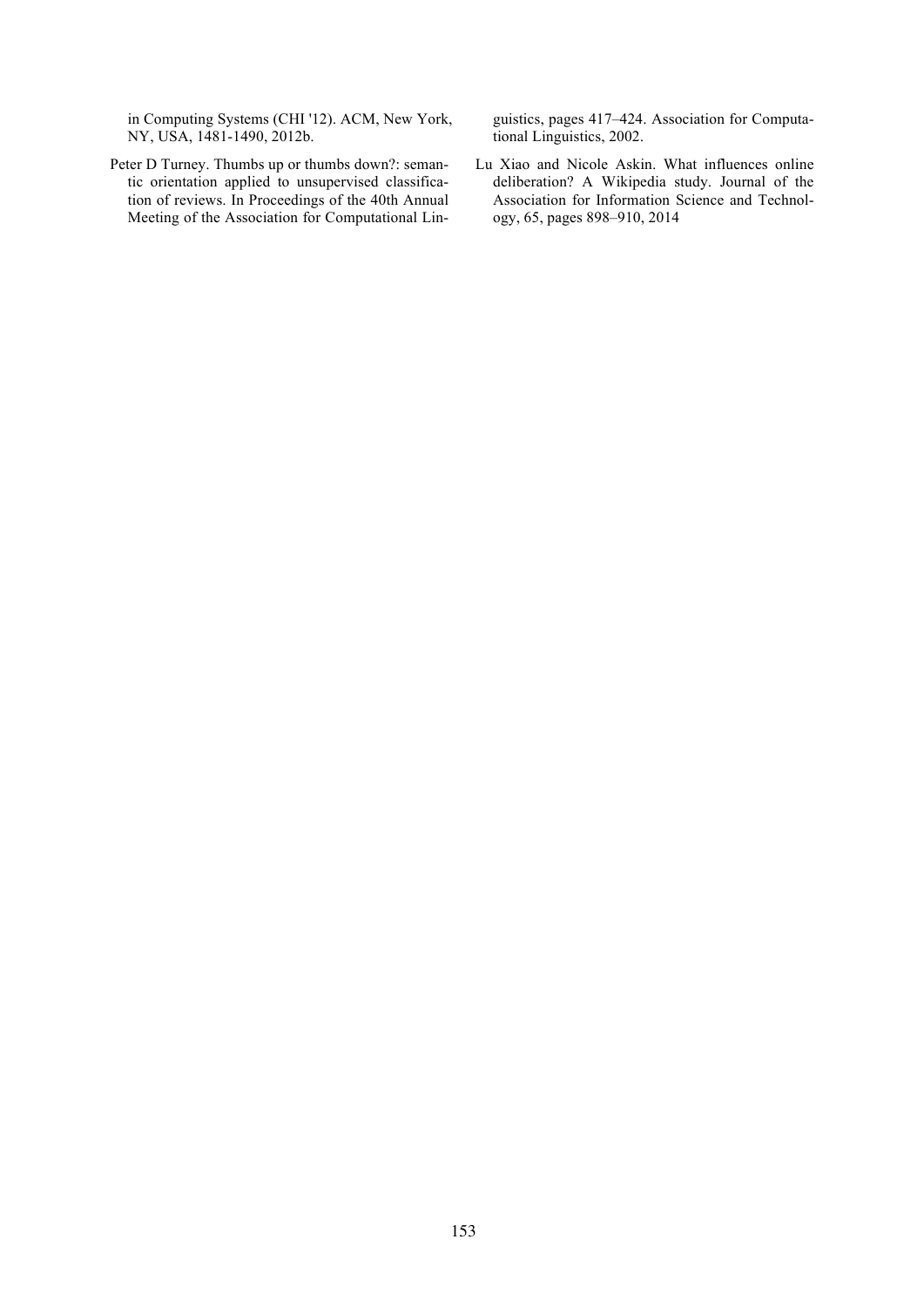in Computing Systems (CHI '12). ACM, New York, NY, USA, 1481-1490, 2012b.

Peter D Turney. Thumbs up or thumbs down?: semantic orientation applied to unsupervised classification of reviews. In Proceedings of the 40th Annual Meeting of the Association for Computational Linguistics, pages 417–424. Association for Computational Linguistics, 2002.

Lu Xiao and Nicole Askin. What influences online deliberation? A Wikipedia study. Journal of the Association for Information Science and Technology, 65, pages 898–910, 2014